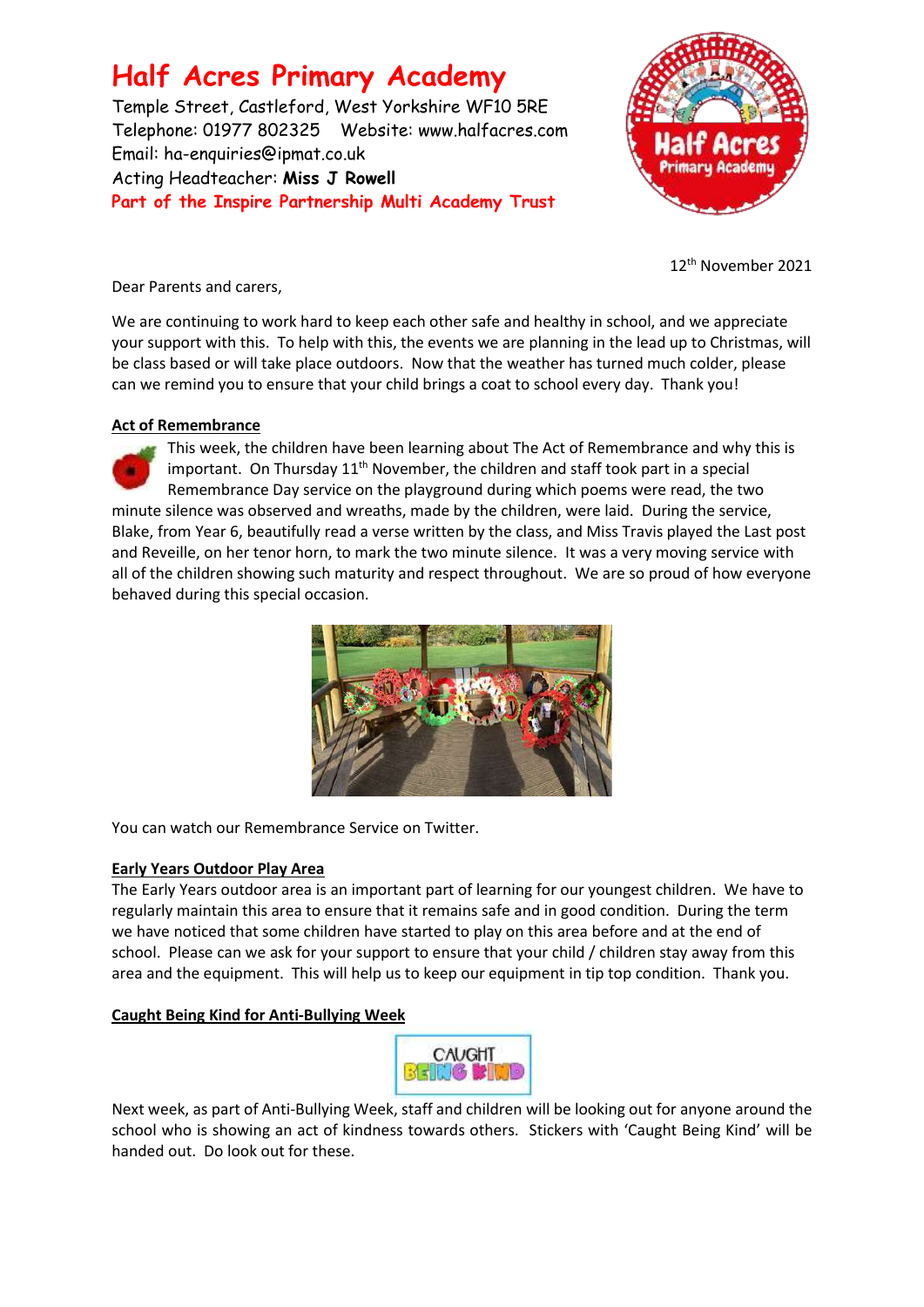# Half Acres Primary Academy

Temple Street, Castleford, West Yorkshire WF10 5RE
Telephone: 01977 802325 Website: www.halfacres.com
Email: ha-enquiries@ipmat.co.uk
Acting Headteacher: **Miss J Rowell**
Part of the Inspire Partnership Multi Academy Trust

12th November 2021

Dear Parents and carers,

We are continuing to work hard to keep each other safe and healthy in school, and we appreciate your support with this. To help with this, the events we are planning in the lead up to Christmas, will be class based or will take place outdoors. Now that the weather has turned much colder, please can we remind you to ensure that your child brings a coat to school every day. Thank you!

**Act of Remembrance**

This week, the children have been learning about The Act of Remembrance and why this is important. On Thursday 11th November, the children and staff took part in a special Remembrance Day service on the playground during which poems were read, the two minute silence was observed and wreaths, made by the children, were laid. During the service, Blake, from Year 6, beautifully read a verse written by the class, and Miss Travis played the Last post and Reveille, on her tenor horn, to mark the two minute silence. It was a very moving service with all of the children showing such maturity and respect throughout. We are so proud of how everyone behaved during this special occasion.

You can watch our Remembrance Service on Twitter.

**Early Years Outdoor Play Area**

The Early Years outdoor area is an important part of learning for our youngest children. We have to regularly maintain this area to ensure that it remains safe and in good condition. During the term we have noticed that some children have started to play on this area before and at the end of school. Please can we ask for your support to ensure that your child / children stay away from this area and the equipment. This will help us to keep our equipment in tip top condition. Thank you.

**Caught Being Kind for Anti-Bullying Week**

Next week, as part of Anti-Bullying Week, staff and children will be looking out for anyone around the school who is showing an act of kindness towards others. Stickers with 'Caught Being Kind' will be handed out. Do look out for these.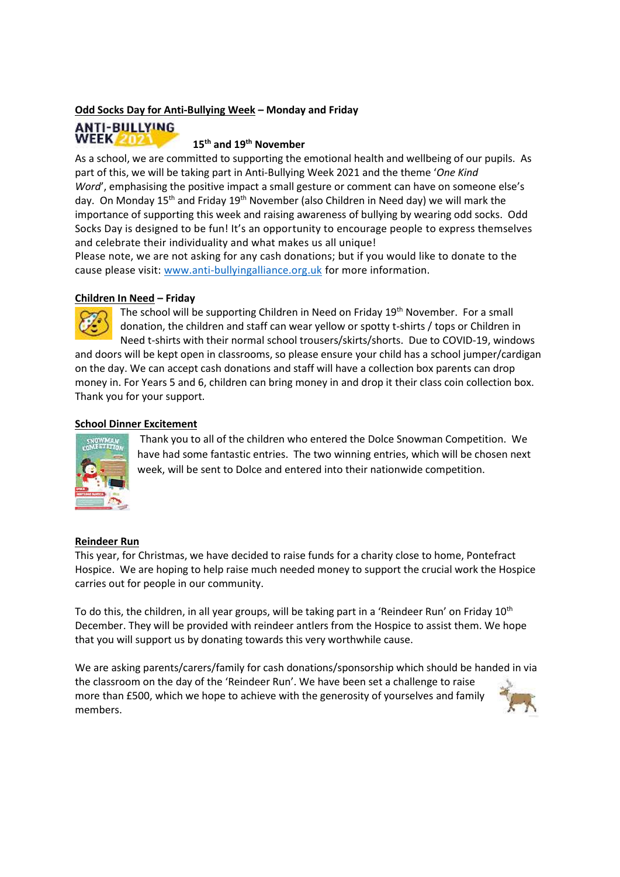**Odd Socks Day for Anti-Bullying Week – Monday and Friday**

**15th and 19th November**

As a school, we are committed to supporting the emotional health and wellbeing of our pupils. As part of this, we will be taking part in Anti-Bullying Week 2021 and the theme '*One Kind Word*', emphasising the positive impact a small gesture or comment can have on someone else's day. On Monday 15th and Friday 19th November (also Children in Need day) we will mark the importance of supporting this week and raising awareness of bullying by wearing odd socks. Odd Socks Day is designed to be fun! It's an opportunity to encourage people to express themselves and celebrate their individuality and what makes us all unique!

Please note, we are not asking for any cash donations; but if you would like to donate to the cause please visit: www.anti-bullyingalliance.org.uk for more information.

**Children In Need – Friday**

The school will be supporting Children in Need on Friday 19th November. For a small donation, the children and staff can wear yellow or spotty t-shirts / tops or Children in Need t-shirts with their normal school trousers/skirts/shorts. Due to COVID-19, windows and doors will be kept open in classrooms, so please ensure your child has a school jumper/cardigan on the day. We can accept cash donations and staff will have a collection box parents can drop money in. For Years 5 and 6, children can bring money in and drop it their class coin collection box. Thank you for your support.

**School Dinner Excitement**

Thank you to all of the children who entered the Dolce Snowman Competition. We have had some fantastic entries. The two winning entries, which will be chosen next week, will be sent to Dolce and entered into their nationwide competition.

**Reindeer Run**

This year, for Christmas, we have decided to raise funds for a charity close to home, Pontefract Hospice. We are hoping to help raise much needed money to support the crucial work the Hospice carries out for people in our community.

To do this, the children, in all year groups, will be taking part in a 'Reindeer Run' on Friday 10th December. They will be provided with reindeer antlers from the Hospice to assist them. We hope that you will support us by donating towards this very worthwhile cause.

We are asking parents/carers/family for cash donations/sponsorship which should be handed in via the classroom on the day of the 'Reindeer Run'. We have been set a challenge to raise more than £500, which we hope to achieve with the generosity of yourselves and family members.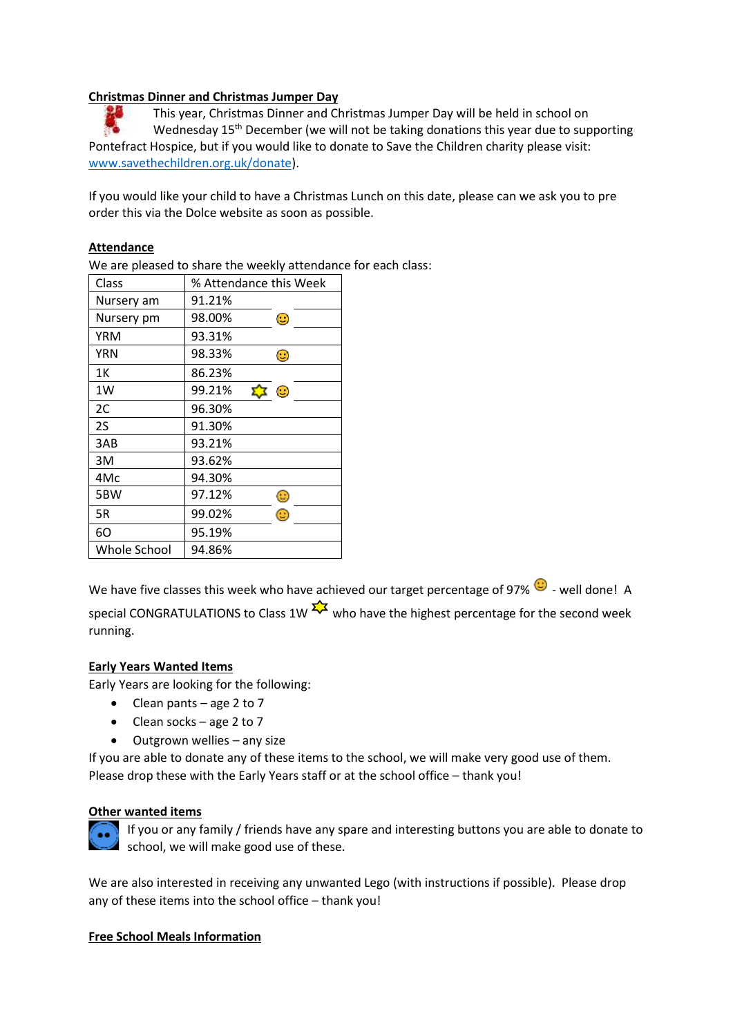**Christmas Dinner and Christmas Jumper Day**

This year, Christmas Dinner and Christmas Jumper Day will be held in school on Wednesday 15th December (we will not be taking donations this year due to supporting Pontefract Hospice, but if you would like to donate to Save the Children charity please visit: www.savethechildren.org.uk/donate).

If you would like your child to have a Christmas Lunch on this date, please can we ask you to pre order this via the Dolce website as soon as possible.

**Attendance**

We are pleased to share the weekly attendance for each class:

| Class | % Attendance this Week |
|---|---|
| Nursery am | 91.21% |
| Nursery pm | 98.00% 🙂 |
| YRM | 93.31% |
| YRN | 98.33% 🙂 |
| 1K | 86.23% |
| 1W | 99.21% ⭐ 🙂 |
| 2C | 96.30% |
| 2S | 91.30% |
| 3AB | 93.21% |
| 3M | 93.62% |
| 4Mc | 94.30% |
| 5BW | 97.12% 🙂 |
| 5R | 99.02% 🙂 |
| 6O | 95.19% |
| Whole School | 94.86% |

We have five classes this week who have achieved our target percentage of 97% 🙂 - well done! A special CONGRATULATIONS to Class 1W ⭐ who have the highest percentage for the second week running.

**Early Years Wanted Items**

Early Years are looking for the following:

- Clean pants – age 2 to 7
- Clean socks – age 2 to 7
- Outgrown wellies – any size

If you are able to donate any of these items to the school, we will make very good use of them. Please drop these with the Early Years staff or at the school office – thank you!

**Other wanted items**

If you or any family / friends have any spare and interesting buttons you are able to donate to school, we will make good use of these.

We are also interested in receiving any unwanted Lego (with instructions if possible). Please drop any of these items into the school office – thank you!

**Free School Meals Information**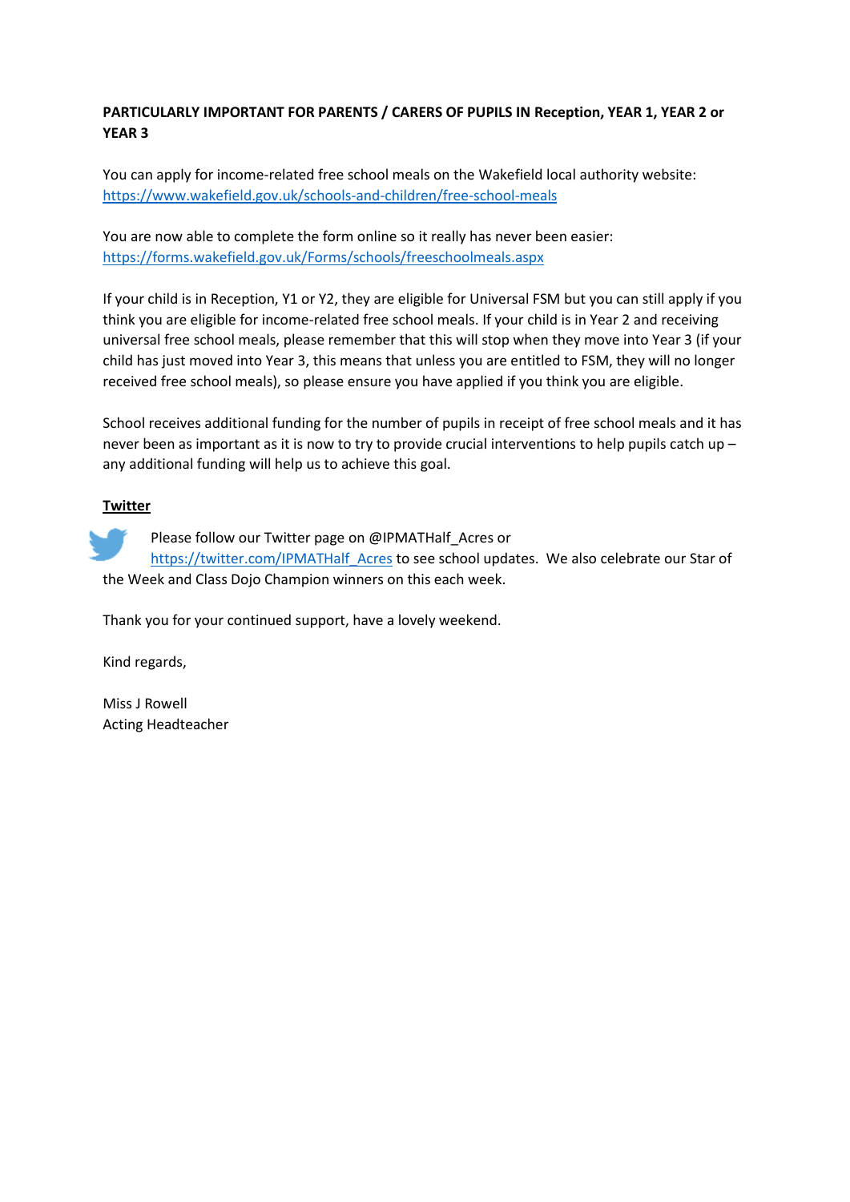**PARTICULARLY IMPORTANT FOR PARENTS / CARERS OF PUPILS IN Reception, YEAR 1, YEAR 2 or YEAR 3**

You can apply for income-related free school meals on the Wakefield local authority website: https://www.wakefield.gov.uk/schools-and-children/free-school-meals

You are now able to complete the form online so it really has never been easier: https://forms.wakefield.gov.uk/Forms/schools/freeschoolmeals.aspx

If your child is in Reception, Y1 or Y2, they are eligible for Universal FSM but you can still apply if you think you are eligible for income-related free school meals. If your child is in Year 2 and receiving universal free school meals, please remember that this will stop when they move into Year 3 (if your child has just moved into Year 3, this means that unless you are entitled to FSM, they will no longer received free school meals), so please ensure you have applied if you think you are eligible.

School receives additional funding for the number of pupils in receipt of free school meals and it has never been as important as it is now to try to provide crucial interventions to help pupils catch up – any additional funding will help us to achieve this goal.

**Twitter**

Please follow our Twitter page on @IPMATHalf_Acres or https://twitter.com/IPMATHalf_Acres to see school updates. We also celebrate our Star of the Week and Class Dojo Champion winners on this each week.

Thank you for your continued support, have a lovely weekend.

Kind regards,

Miss J Rowell
Acting Headteacher